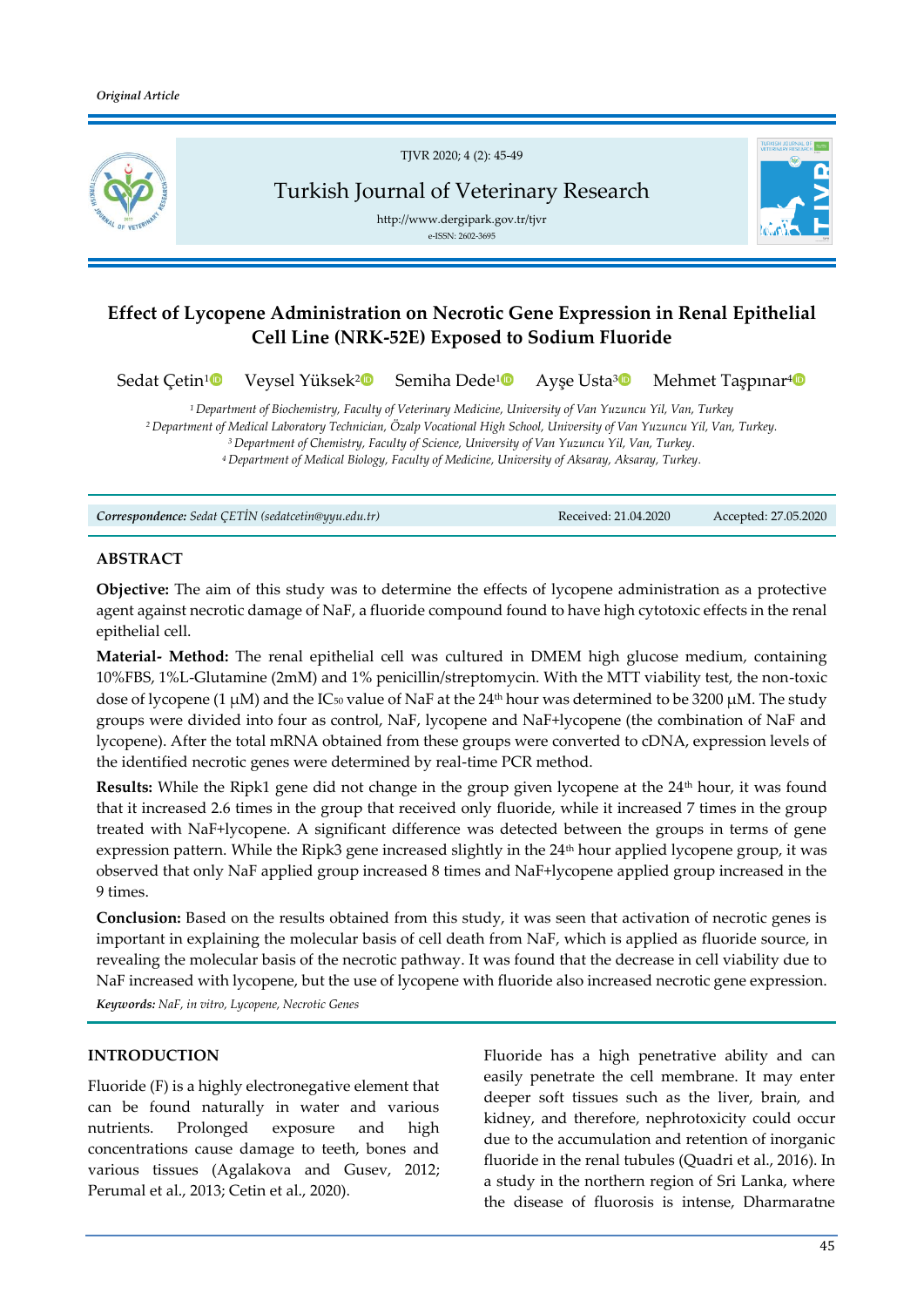*Original Article*

# Effect of Lycopene Administration on Necrotic Gene Expression in Renal Epithelial Cell Line (NRK-52E) Exposed to Sodium Fluoride

Sedat Çetin[1] Veysel Yüksek[2] Semiha Dede[1] Ayşe Usta[3] Mehmet Taşpınar[4]

[1] *Department of Biochemistry, Faculty of Veterinary Medicine, University of Van Yuzuncu Yil, Van, Turkey*
[2] *Department of Medical Laboratory Technician, Özalp Vocational High School, University of Van Yuzuncu Yil, Van, Turkey.*
[3] *Department of Chemistry, Faculty of Science, University of Van Yuzuncu Yil, Van, Turkey.*
[4] *Department of Medical Biology, Faculty of Medicine, University of Aksaray, Aksaray, Turkey.*

***Correspondence:*** *Sedat ÇETİN (sedatcetin@yyu.edu.tr)* Received: 21.04.2020 Accepted: 27.05.2020

## ABSTRACT

**Objective:** The aim of this study was to determine the effects of lycopene administration as a protective agent against necrotic damage of NaF, a fluoride compound found to have high cytotoxic effects in the renal epithelial cell.

**Material- Method:** The renal epithelial cell was cultured in DMEM high glucose medium, containing 10%FBS, 1%L-Glutamine (2mM) and 1% penicillin/streptomycin. With the MTT viability test, the non-toxic dose of lycopene (1 μM) and the $IC_{50}$ value of NaF at the 24th hour was determined to be 3200 μM. The study groups were divided into four as control, NaF, lycopene and NaF+lycopene (the combination of NaF and lycopene). After the total mRNA obtained from these groups were converted to cDNA, expression levels of the identified necrotic genes were determined by real-time PCR method.

**Results:** While the Ripk1 gene did not change in the group given lycopene at the 24th hour, it was found that it increased 2.6 times in the group that received only fluoride, while it increased 7 times in the group treated with NaF+lycopene. A significant difference was detected between the groups in terms of gene expression pattern. While the Ripk3 gene increased slightly in the 24th hour applied lycopene group, it was observed that only NaF applied group increased 8 times and NaF+lycopene applied group increased in the 9 times.

**Conclusion:** Based on the results obtained from this study, it was seen that activation of necrotic genes is important in explaining the molecular basis of cell death from NaF, which is applied as fluoride source, in revealing the molecular basis of the necrotic pathway. It was found that the decrease in cell viability due to NaF increased with lycopene, but the use of lycopene with fluoride also increased necrotic gene expression.

***Keywords:*** *NaF, in vitro, Lycopene, Necrotic Genes*

## INTRODUCTION

Fluoride (F) is a highly electronegative element that can be found naturally in water and various nutrients. Prolonged exposure and high concentrations cause damage to teeth, bones and various tissues (Agalakova and Gusev, 2012; Perumal et al., 2013; Cetin et al., 2020).

Fluoride has a high penetrative ability and can easily penetrate the cell membrane. It may enter deeper soft tissues such as the liver, brain, and kidney, and therefore, nephrotoxicity could occur due to the accumulation and retention of inorganic fluoride in the renal tubules (Quadri et al., 2016). In a study in the northern region of Sri Lanka, where the disease of fluorosis is intense, Dharmaratne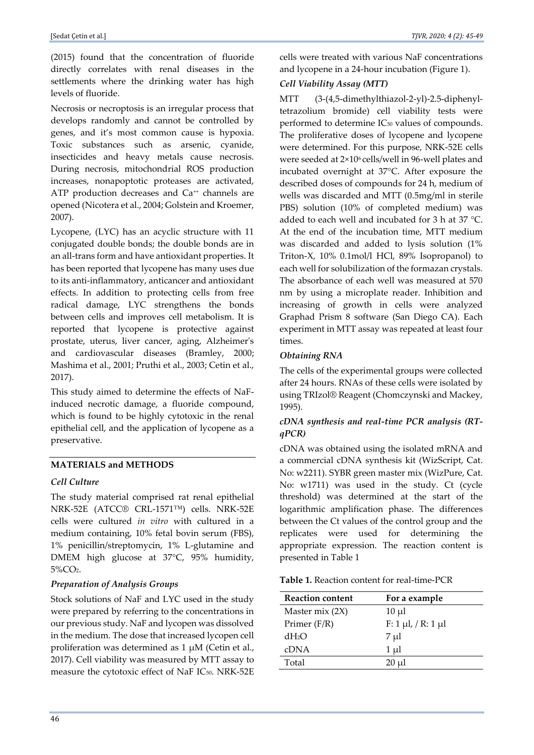(2015) found that the concentration of fluoride directly correlates with renal diseases in the settlements where the drinking water has high levels of fluoride.

Necrosis or necroptosis is an irregular process that develops randomly and cannot be controlled by genes, and it's most common cause is hypoxia. Toxic substances such as arsenic, cyanide, insecticides and heavy metals cause necrosis. During necrosis, mitochondrial ROS production increases, nonapoptotic proteases are activated, ATP production decreases and $Ca^{++}$ channels are opened (Nicotera et al., 2004; Golstein and Kroemer, 2007).

Lycopene, (LYC) has an acyclic structure with 11 conjugated double bonds; the double bonds are in an all-trans form and have antioxidant properties. It has been reported that lycopene has many uses due to its anti-inflammatory, anticancer and antioxidant effects. In addition to protecting cells from free radical damage, LYC strengthens the bonds between cells and improves cell metabolism. It is reported that lycopene is protective against prostate, uterus, liver cancer, aging, Alzheimer's and cardiovascular diseases (Bramley, 2000; Mashima et al., 2001; Pruthi et al., 2003; Cetin et al., 2017).

This study aimed to determine the effects of NaF-induced necrotic damage, a fluoride compound, which is found to be highly cytotoxic in the renal epithelial cell, and the application of lycopene as a preservative.

## MATERIALS and METHODS

### *Cell Culture*

The study material comprised rat renal epithelial NRK-52E (ATCC® CRL-1571™) cells. NRK-52E cells were cultured *in vitro* with cultured in a medium containing, 10% fetal bovin serum (FBS), 1% penicillin/streptomycin, 1% L-glutamine and DMEM high glucose at 37°C, 95% humidity, 5%$CO_2$.

### *Preparation of Analysis Groups*

Stock solutions of NaF and LYC used in the study were prepared by referring to the concentrations in our previous study. NaF and lycopen was dissolved in the medium. The dose that increased lycopen cell proliferation was determined as 1 μM (Cetin et al., 2017). Cell viability was measured by MTT assay to measure the cytotoxic effect of NaF $IC_{50}$. NRK-52E cells were treated with various NaF concentrations and lycopene in a 24-hour incubation (Figure 1).

### *Cell Viability Assay (MTT)*

MTT (3-(4,5-dimethylthiazol-2-yl)-2.5-diphenyl-tetrazolium bromide) cell viability tests were performed to determine $IC_{50}$ values of compounds. The proliferative doses of lycopene and lycopene were determined. For this purpose, NRK-52E cells were seeded at $2\times10^6$ cells/well in 96-well plates and incubated overnight at 37°C. After exposure the described doses of compounds for 24 h, medium of wells was discarded and MTT (0.5mg/ml in sterile PBS) solution (10% of completed medium) was added to each well and incubated for 3 h at 37 °C. At the end of the incubation time, MTT medium was discarded and added to lysis solution (1% Triton-X, 10% 0.1mol/l HCl, 89% Isopropanol) to each well for solubilization of the formazan crystals. The absorbance of each well was measured at 570 nm by using a microplate reader. Inhibition and increasing of growth in cells were analyzed Graphad Prism 8 software (San Diego CA). Each experiment in MTT assay was repeated at least four times.

### *Obtaining RNA*

The cells of the experimental groups were collected after 24 hours. RNAs of these cells were isolated by using TRIzol® Reagent (Chomczynski and Mackey, 1995).

### *cDNA synthesis and real-time PCR analysis (RT-qPCR)*

cDNA was obtained using the isolated mRNA and a commercial cDNA synthesis kit (WizScript, Cat. No: w2211). SYBR green master mix (WizPure, Cat. No: w1711) was used in the study. Ct (cycle threshold) was determined at the start of the logarithmic amplification phase. The differences between the Ct values of the control group and the replicates were used for determining the appropriate expression. The reaction content is presented in Table 1

**Table 1.** Reaction content for real-time-PCR

| Reaction content | For a example |
|---|---|
| Master mix (2X) | 10 μl |
| Primer (F/R) | F: 1 μl, / R: 1 μl |
| $dH_2O$ | 7 μl |
| cDNA | 1 μl |
| Total | 20 μl |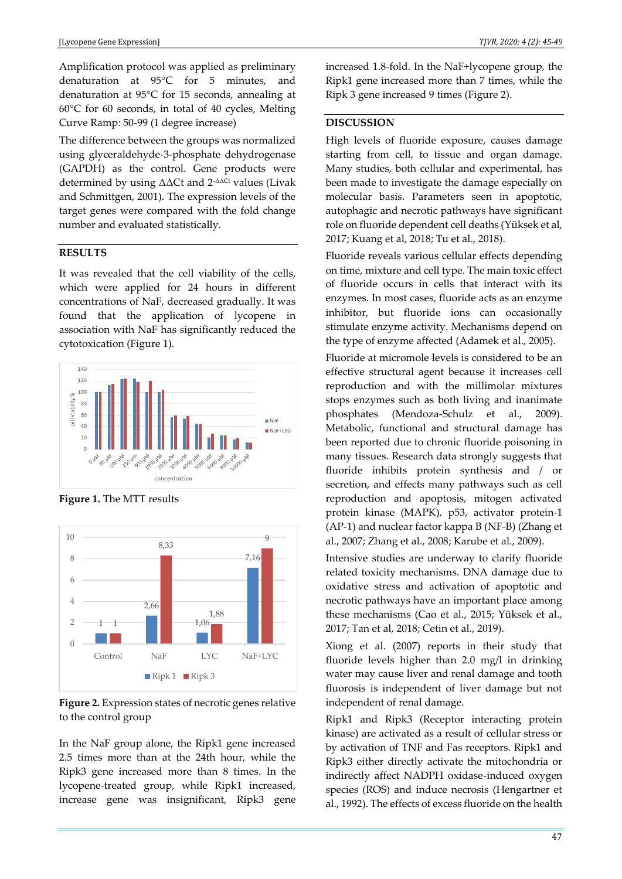Amplification protocol was applied as preliminary denaturation at 95°C for 5 minutes, and denaturation at 95°C for 15 seconds, annealing at 60°C for 60 seconds, in total of 40 cycles, Melting Curve Ramp: 50-99 (1 degree increase)

The difference between the groups was normalized using glyceraldehyde-3-phosphate dehydrogenase (GAPDH) as the control. Gene products were determined by using ΔΔCt and $2^{-\Delta\Delta Ct}$ values (Livak and Schmittgen, 2001). The expression levels of the target genes were compared with the fold change number and evaluated statistically.

## RESULTS

It was revealed that the cell viability of the cells, which were applied for 24 hours in different concentrations of NaF, decreased gradually. It was found that the application of lycopene in association with NaF has significantly reduced the cytotoxication (Figure 1).

**Figure 1.** The MTT results

**Figure 2.** Expression states of necrotic genes relative to the control group

In the NaF group alone, the Ripk1 gene increased 2.5 times more than at the 24th hour, while the Ripk3 gene increased more than 8 times. In the lycopene-treated group, while Ripk1 increased, increase gene was insignificant, Ripk3 gene increased 1.8-fold. In the NaF+lycopene group, the Ripk1 gene increased more than 7 times, while the Ripk 3 gene increased 9 times (Figure 2).

## DISCUSSION

High levels of fluoride exposure, causes damage starting from cell, to tissue and organ damage. Many studies, both cellular and experimental, has been made to investigate the damage especially on molecular basis. Parameters seen in apoptotic, autophagic and necrotic pathways have significant role on fluoride dependent cell deaths (Yüksek et al, 2017; Kuang et al, 2018; Tu et al., 2018).

Fluoride reveals various cellular effects depending on time, mixture and cell type. The main toxic effect of fluoride occurs in cells that interact with its enzymes. In most cases, fluoride acts as an enzyme inhibitor, but fluoride ions can occasionally stimulate enzyme activity. Mechanisms depend on the type of enzyme affected (Adamek et al., 2005).

Fluoride at micromole levels is considered to be an effective structural agent because it increases cell reproduction and with the millimolar mixtures stops enzymes such as both living and inanimate phosphates (Mendoza-Schulz et al., 2009). Metabolic, functional and structural damage has been reported due to chronic fluoride poisoning in many tissues. Research data strongly suggests that fluoride inhibits protein synthesis and / or secretion, and effects many pathways such as cell reproduction and apoptosis, mitogen activated protein kinase (MAPK), p53, activator protein-1 (AP-1) and nuclear factor kappa B (NF-B) (Zhang et al., 2007; Zhang et al., 2008; Karube et al., 2009).

Intensive studies are underway to clarify fluoride related toxicity mechanisms. DNA damage due to oxidative stress and activation of apoptotic and necrotic pathways have an important place among these mechanisms (Cao et al., 2015; Yüksek et al., 2017; Tan et al, 2018; Cetin et al., 2019).

Xiong et al. (2007) reports in their study that fluoride levels higher than 2.0 mg/l in drinking water may cause liver and renal damage and tooth fluorosis is independent of liver damage but not independent of renal damage.

Ripk1 and Ripk3 (Receptor interacting protein kinase) are activated as a result of cellular stress or by activation of TNF and Fas receptors. Ripk1 and Ripk3 either directly activate the mitochondria or indirectly affect NADPH oxidase-induced oxygen species (ROS) and induce necrosis (Hengartner et al., 1992). The effects of excess fluoride on the health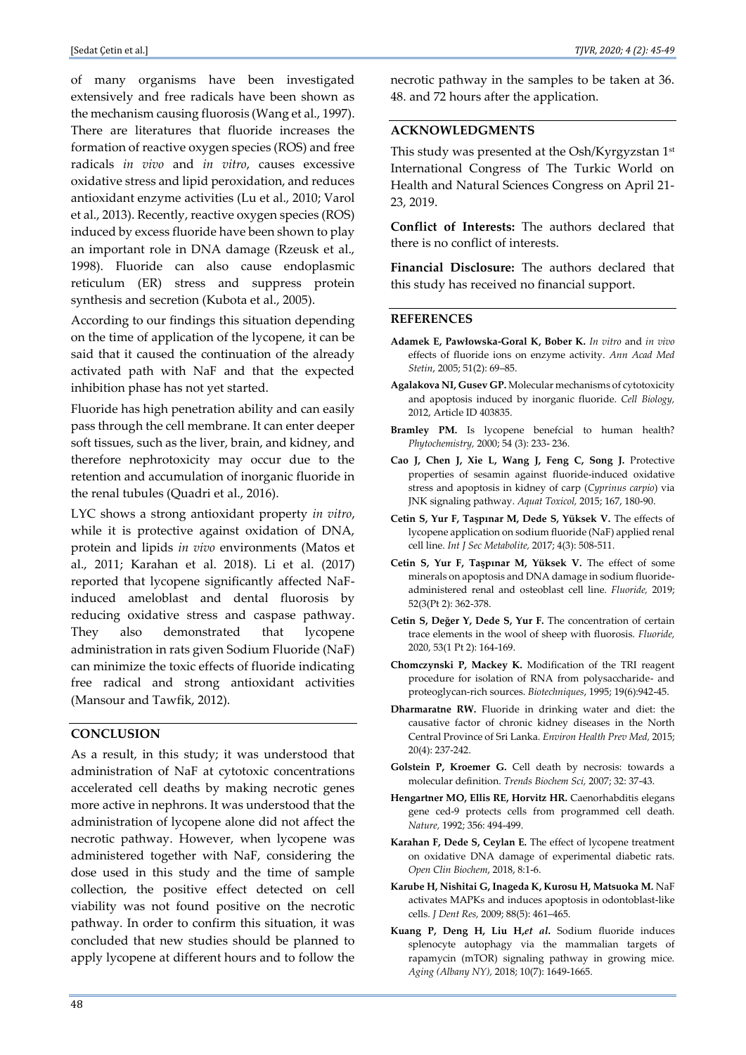of many organisms have been investigated extensively and free radicals have been shown as the mechanism causing fluorosis (Wang et al., 1997). There are literatures that fluoride increases the formation of reactive oxygen species (ROS) and free radicals *in vivo* and *in vitro*, causes excessive oxidative stress and lipid peroxidation, and reduces antioxidant enzyme activities (Lu et al., 2010; Varol et al., 2013). Recently, reactive oxygen species (ROS) induced by excess fluoride have been shown to play an important role in DNA damage (Rzeusk et al., 1998). Fluoride can also cause endoplasmic reticulum (ER) stress and suppress protein synthesis and secretion (Kubota et al., 2005).

According to our findings this situation depending on the time of application of the lycopene, it can be said that it caused the continuation of the already activated path with NaF and that the expected inhibition phase has not yet started.

Fluoride has high penetration ability and can easily pass through the cell membrane. It can enter deeper soft tissues, such as the liver, brain, and kidney, and therefore nephrotoxicity may occur due to the retention and accumulation of inorganic fluoride in the renal tubules (Quadri et al., 2016).

LYC shows a strong antioxidant property *in vitro*, while it is protective against oxidation of DNA, protein and lipids *in vivo* environments (Matos et al., 2011; Karahan et al. 2018). Li et al. (2017) reported that lycopene significantly affected NaF-induced ameloblast and dental fluorosis by reducing oxidative stress and caspase pathway. They also demonstrated that lycopene administration in rats given Sodium Fluoride (NaF) can minimize the toxic effects of fluoride indicating free radical and strong antioxidant activities (Mansour and Tawfik, 2012).

## CONCLUSION

As a result, in this study; it was understood that administration of NaF at cytotoxic concentrations accelerated cell deaths by making necrotic genes more active in nephrons. It was understood that the administration of lycopene alone did not affect the necrotic pathway. However, when lycopene was administered together with NaF, considering the dose used in this study and the time of sample collection, the positive effect detected on cell viability was not found positive on the necrotic pathway. In order to confirm this situation, it was concluded that new studies should be planned to apply lycopene at different hours and to follow the necrotic pathway in the samples to be taken at 36. 48. and 72 hours after the application.

## ACKNOWLEDGMENTS

This study was presented at the Osh/Kyrgyzstan 1st International Congress of The Turkic World on Health and Natural Sciences Congress on April 21-23, 2019.

**Conflict of Interests:** The authors declared that there is no conflict of interests.

**Financial Disclosure:** The authors declared that this study has received no financial support.

## REFERENCES

**Adamek E, Pawłowska-Goral K, Bober K.** *In vitro* and *in vivo* effects of fluoride ions on enzyme activity. *Ann Acad Med Stetin*, 2005; 51(2): 69–85.

**Agalakova NI, Gusev GP.** Molecular mechanisms of cytotoxicity and apoptosis induced by inorganic fluoride. *Cell Biology,* 2012, Article ID 403835.

**Bramley PM.** Is lycopene benefcial to human health? *Phytochemistry,* 2000; 54 (3): 233- 236.

**Cao J, Chen J, Xie L, Wang J, Feng C, Song J.** Protective properties of sesamin against fluoride-induced oxidative stress and apoptosis in kidney of carp (*Cyprinus carpio*) via JNK signaling pathway. *Aquat Toxicol,* 2015; 167, 180-90.

**Cetin S, Yur F, Taşpınar M, Dede S, Yüksek V.** The effects of lycopene application on sodium fluoride (NaF) applied renal cell line. *Int J Sec Metabolite,* 2017; 4(3): 508-511.

**Cetin S, Yur F, Taşpınar M, Yüksek V.** The effect of some minerals on apoptosis and DNA damage in sodium fluoride-administered renal and osteoblast cell line. *Fluoride,* 2019; 52(3(Pt 2): 362-378.

**Cetin S, Değer Y, Dede S, Yur F.** The concentration of certain trace elements in the wool of sheep with fluorosis. *Fluoride,* 2020, 53(1 Pt 2): 164-169.

**Chomczynski P, Mackey K.** Modification of the TRI reagent procedure for isolation of RNA from polysaccharide- and proteoglycan-rich sources. *Biotechniques*, 1995; 19(6):942-45.

**Dharmaratne RW.** Fluoride in drinking water and diet: the causative factor of chronic kidney diseases in the North Central Province of Sri Lanka. *Environ Health Prev Med,* 2015; 20(4): 237-242.

**Golstein P, Kroemer G.** Cell death by necrosis: towards a molecular definition. *Trends Biochem Sci,* 2007; 32: 37-43.

**Hengartner MO, Ellis RE, Horvitz HR.** Caenorhabditis elegans gene ced-9 protects cells from programmed cell death. *Nature,* 1992; 356: 494-499.

**Karahan F, Dede S, Ceylan E.** The effect of lycopene treatment on oxidative DNA damage of experimental diabetic rats. *Open Clin Biochem*, 2018, 8:1-6.

**Karube H, Nishitai G, Inageda K, Kurosu H, Matsuoka M.** NaF activates MAPKs and induces apoptosis in odontoblast-like cells. *J Dent Res,* 2009; 88(5): 461–465.

**Kuang P, Deng H, Liu H,*et al*.** Sodium fluoride induces splenocyte autophagy via the mammalian targets of rapamycin (mTOR) signaling pathway in growing mice. *Aging (Albany NY),* 2018; 10(7): 1649-1665.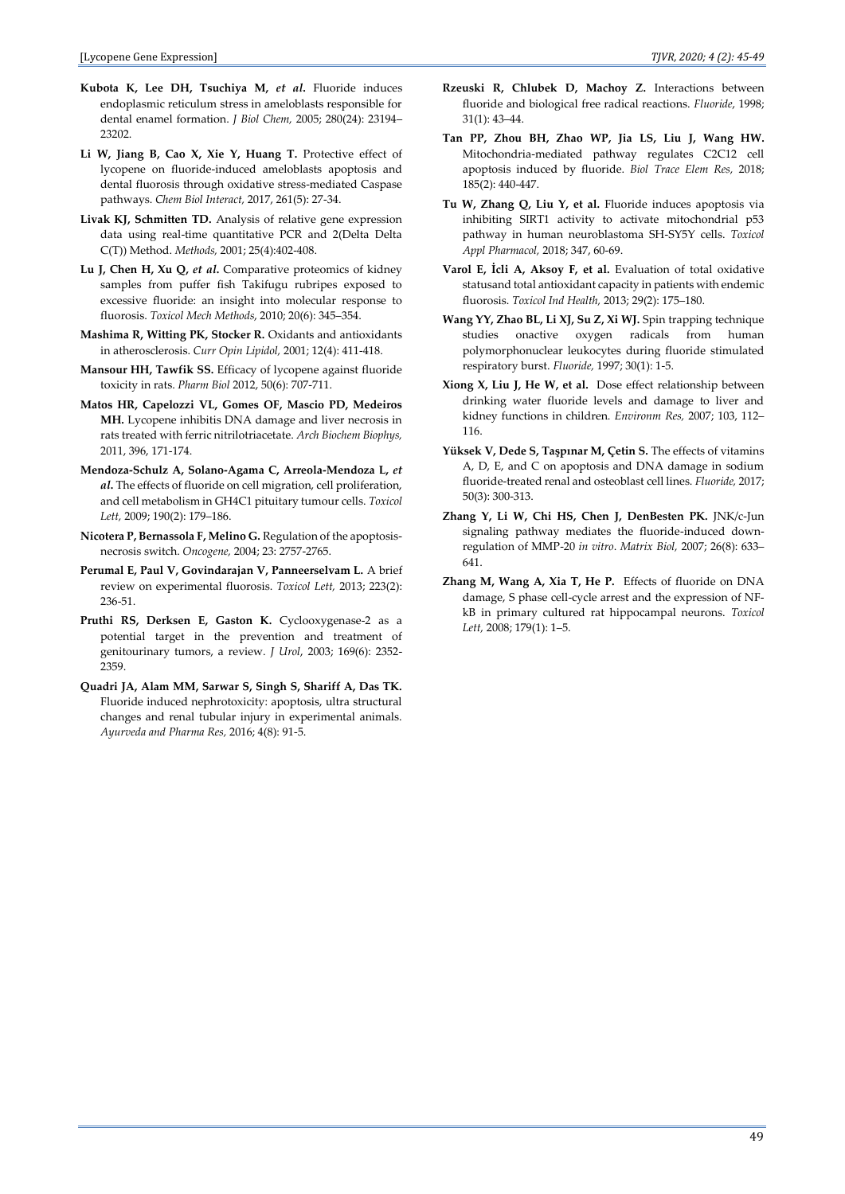**Kubota K, Lee DH, Tsuchiya M, *et al*.** Fluoride induces endoplasmic reticulum stress in ameloblasts responsible for dental enamel formation. *J Biol Chem,* 2005; 280(24): 23194–23202.

**Li W, Jiang B, Cao X, Xie Y, Huang T.** Protective effect of lycopene on fluoride-induced ameloblasts apoptosis and dental fluorosis through oxidative stress-mediated Caspase pathways. *Chem Biol Interact,* 2017, 261(5): 27-34.

**Livak KJ, Schmitten TD.** Analysis of relative gene expression data using real-time quantitative PCR and 2(Delta Delta C(T)) Method. *Methods,* 2001; 25(4):402-408.

**Lu J, Chen H, Xu Q, *et al*.** Comparative proteomics of kidney samples from puffer fish Takifugu rubripes exposed to excessive fluoride: an insight into molecular response to fluorosis. *Toxicol Mech Methods,* 2010; 20(6): 345–354.

**Mashima R, Witting PK, Stocker R.** Oxidants and antioxidants in atherosclerosis. *Curr Opin Lipidol,* 2001; 12(4): 411-418.

**Mansour HH, Tawfik SS.** Efficacy of lycopene against fluoride toxicity in rats. *Pharm Biol* 2012, 50(6): 707-711.

**Matos HR, Gomes OF, Capelozzi VL, Gomes OF, Mascio PD, Medeiros MH.** Lycopene inhibitis DNA damage and liver necrosis in rats treated with ferric nitrilotriacetate. *Arch Biochem Biophys,* 2011, 396, 171-174.

**Mendoza-Schulz A, Solano-Agama C, Arreola-Mendoza L, *et al***. The effects of fluoride on cell migration, cell proliferation, and cell metabolism in GH4C1 pituitary tumour cells. *Toxicol Lett,* 2009; 190(2): 179–186.

**Nicotera P, Bernassola F, Melino G.** Regulation of the apoptosis-necrosis switch. *Oncogene,* 2004; 23: 2757-2765.

**Perumal E, Paul V, Govindarajan V, Panneerselvam L.** A brief review on experimental fluorosis. *Toxicol Lett,* 2013; 223(2): 236-51.

**Pruthi RS, Derksen E, Gaston K.** Cyclooxygenase-2 as a potential target in the prevention and treatment of genitourinary tumors, a review. *J Urol*, 2003; 169(6): 2352-2359.

**Quadri JA, Alam MM, Sarwar S, Singh S, Shariff A, Das TK.** Fluoride induced nephrotoxicity: apoptosis, ultra structural changes and renal tubular injury in experimental animals. *Ayurveda and Pharma Res*, 2016; 4(8): 91-5.

**Rzeuski R, Chlubek D, Machoy Z.** Interactions between fluoride and biological free radical reactions. *Fluoride*, 1998; 31(1): 43–44.

**Tan PP, Zhou BH, Zhao WP, Jia LS, Liu J, Wang HW.** Mitochondria-mediated pathway regulates C2C12 cell apoptosis induced by fluoride. *Biol Trace Elem Res,* 2018; 185(2): 440-447.

**Tu W, Zhang Q, Liu Y, et al.** Fluoride induces apoptosis via inhibiting SIRT1 activity to activate mitochondrial p53 pathway in human neuroblastoma SH-SY5Y cells. *Toxicol Appl Pharmacol,* 2018; 347, 60-69.

**Varol E, İcli A, Aksoy F, et al.** Evaluation of total oxidative statusand total antioxidant capacity in patients with endemic fluorosis. *Toxicol Ind Health,* 2013; 29(2): 175–180.

**Wang YY, Zhao BL, Li XJ, Su Z, Xi WJ.** Spin trapping technique studies onactive oxygen radicals from human polymorphonuclear leukocytes during fluoride stimulated respiratory burst. *Fluoride,* 1997; 30(1): 1-5.

**Xiong X, Liu J, He W, et al.** Dose effect relationship between drinking water fluoride levels and damage to liver and kidney functions in children. *Environm Res,* 2007; 103, 112–116.

**Yüksek V, Dede S, Taşpınar M, Çetin S.** The effects of vitamins A, D, E, and C on apoptosis and DNA damage in sodium fluoride-treated renal and osteoblast cell lines. *Fluoride,* 2017; 50(3): 300-313.

**Zhang Y, Li W, Chi HS, Chen J, DenBesten PK.** JNK/c-Jun signaling pathway mediates the fluoride-induced down-regulation of MMP-20 *in vitro*. *Matrix Biol,* 2007; 26(8): 633–641.

**Zhang M, Wang A, Xia T, He P.** Effects of fluoride on DNA damage, S phase cell-cycle arrest and the expression of NF-kB in primary cultured rat hippocampal neurons. *Toxicol Lett,* 2008; 179(1): 1–5.